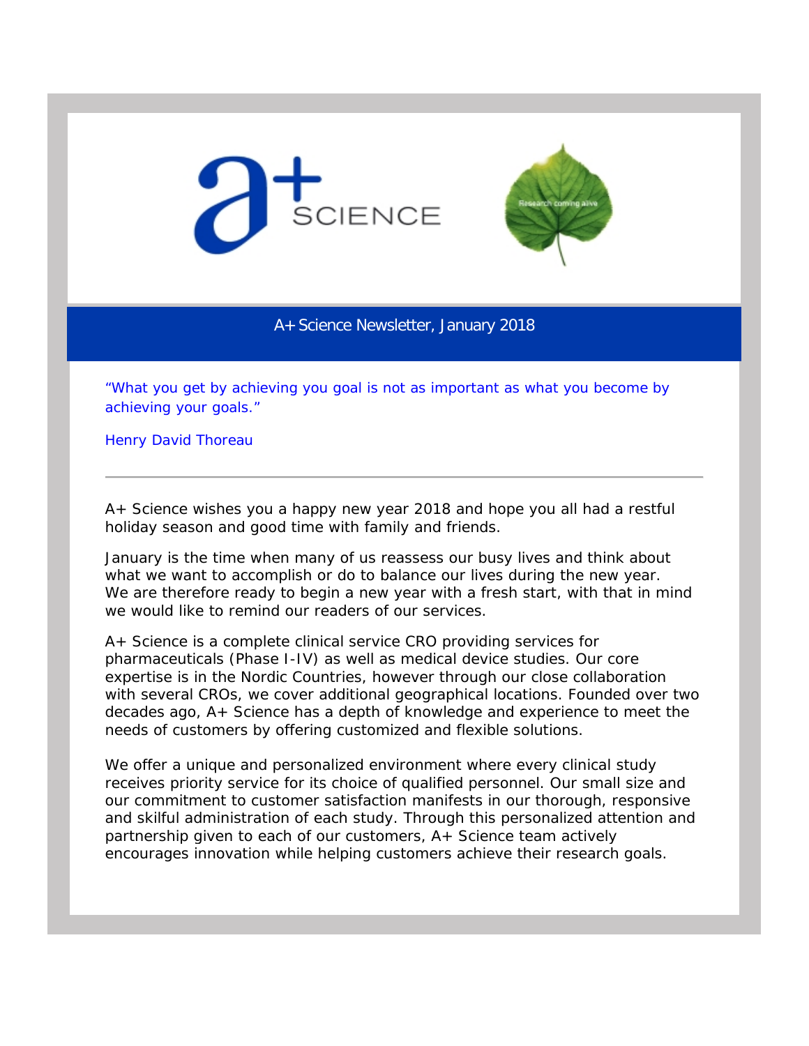A+ Science Newsletter, January 2018

"What you get by achieving you goal is not as important as what you become by achieving your goals."

Henry David Thoreau

---

A+ Science wishes you a happy new year 2018 and hope you all had a restful holiday season and good time with family and friends.

January is the time when many of us reassess our busy lives and think about what we want to accomplish or do to balance our lives during the new year. We are therefore ready to begin a new year with a fresh start, with that in mind we would like to remind our readers of our services.

A+ Science is a complete clinical service CRO providing services for pharmaceuticals (Phase I-IV) as well as medical device studies. Our core expertise is in the Nordic Countries, however through our close collaboration with several CROs, we cover additional geographical locations. Founded over two decades ago, A+ Science has a depth of knowledge and experience to meet the needs of customers by offering customized and flexible solutions.

We offer a unique and personalized environment where every clinical study receives priority service for its choice of qualified personnel. Our small size and our commitment to customer satisfaction manifests in our thorough, responsive and skilful administration of each study. Through this personalized attention and partnership given to each of our customers, A+ Science team actively encourages innovation while helping customers achieve their research goals.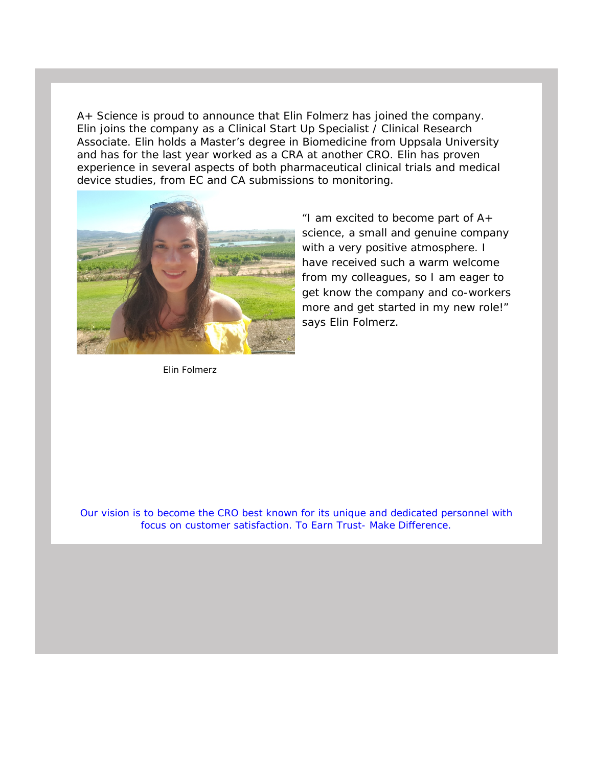A+ Science is proud to announce that Elin Folmerz has joined the company. Elin joins the company as a Clinical Start Up Specialist / Clinical Research Associate. Elin holds a Master's degree in Biomedicine from Uppsala University and has for the last year worked as a CRA at another CRO. Elin has proven experience in several aspects of both pharmaceutical clinical trials and medical device studies, from EC and CA submissions to monitoring.

"I am excited to become part of A+ science, a small and genuine company with a very positive atmosphere. I have received such a warm welcome from my colleagues, so I am eager to get know the company and co-workers more and get started in my new role!" says Elin Folmerz.

Elin Folmerz

Our vision is to become the CRO best known for its unique and dedicated personnel with focus on customer satisfaction. To Earn Trust- Make Difference.